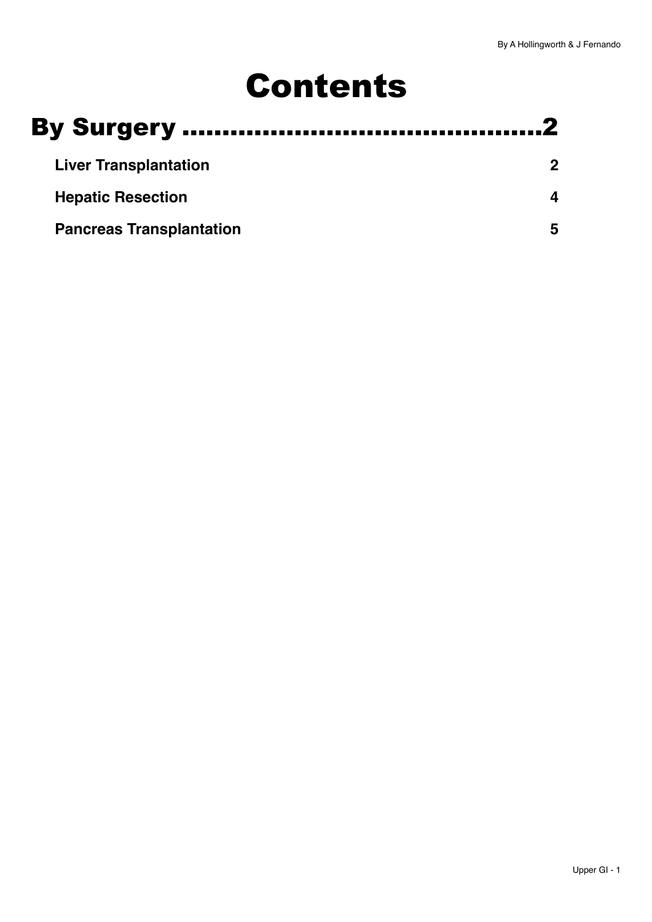# Contents

## By Surgery ............................................2

**Liver Transplantation** 2

**Hepatic Resection** 4

**Pancreas Transplantation** 5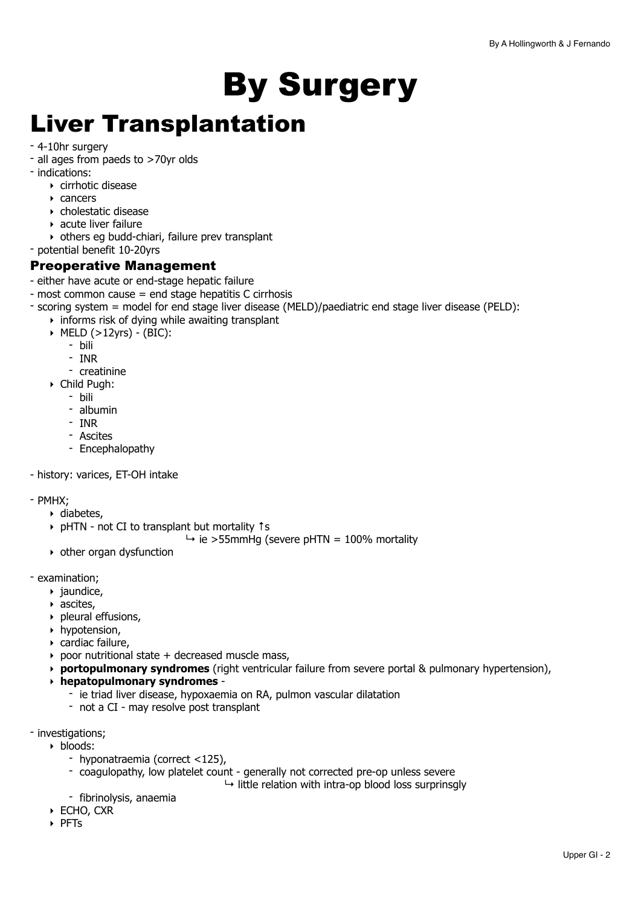# By Surgery

# Liver Transplantation

- 4-10hr surgery
- all ages from paeds to >70yr olds
- indications:
    - cirrhotic disease
    - cancers
    - cholestatic disease
    - acute liver failure
    - others eg budd-chiari, failure prev transplant
- potential benefit 10-20yrs

### Preoperative Management

- either have acute or end-stage hepatic failure
- most common cause = end stage hepatitis C cirrhosis
- scoring system = model for end stage liver disease (MELD)/paediatric end stage liver disease (PELD):
    - informs risk of dying while awaiting transplant
    - MELD (>12yrs) - (BIC):
        - bili
        - INR
        - creatinine
    - Child Pugh:
        - bili
        - albumin
        - INR
        - Ascites
        - Encephalopathy

- history: varices, ET-OH intake

- PMHX;
    - diabetes,
    - pHTN - not CI to transplant but mortality ↑s
        ↳ ie >55mmHg (severe pHTN = 100% mortality
    - other organ dysfunction

- examination;
    - jaundice,
    - ascites,
    - pleural effusions,
    - hypotension,
    - cardiac failure,
    - poor nutritional state + decreased muscle mass,
    - **portopulmonary syndromes** (right ventricular failure from severe portal & pulmonary hypertension),
    - **hepatopulmonary syndromes** -
        - ie triad liver disease, hypoxaemia on RA, pulmon vascular dilatation
        - not a CI - may resolve post transplant

- investigations;
    - bloods:
        - hyponatraemia (correct <125),
        - coagulopathy, low platelet count - generally not corrected pre-op unless severe
            ↳ little relation with intra-op blood loss surprinsgly
        - fibrinolysis, anaemia
    - ECHO, CXR
    - PFTs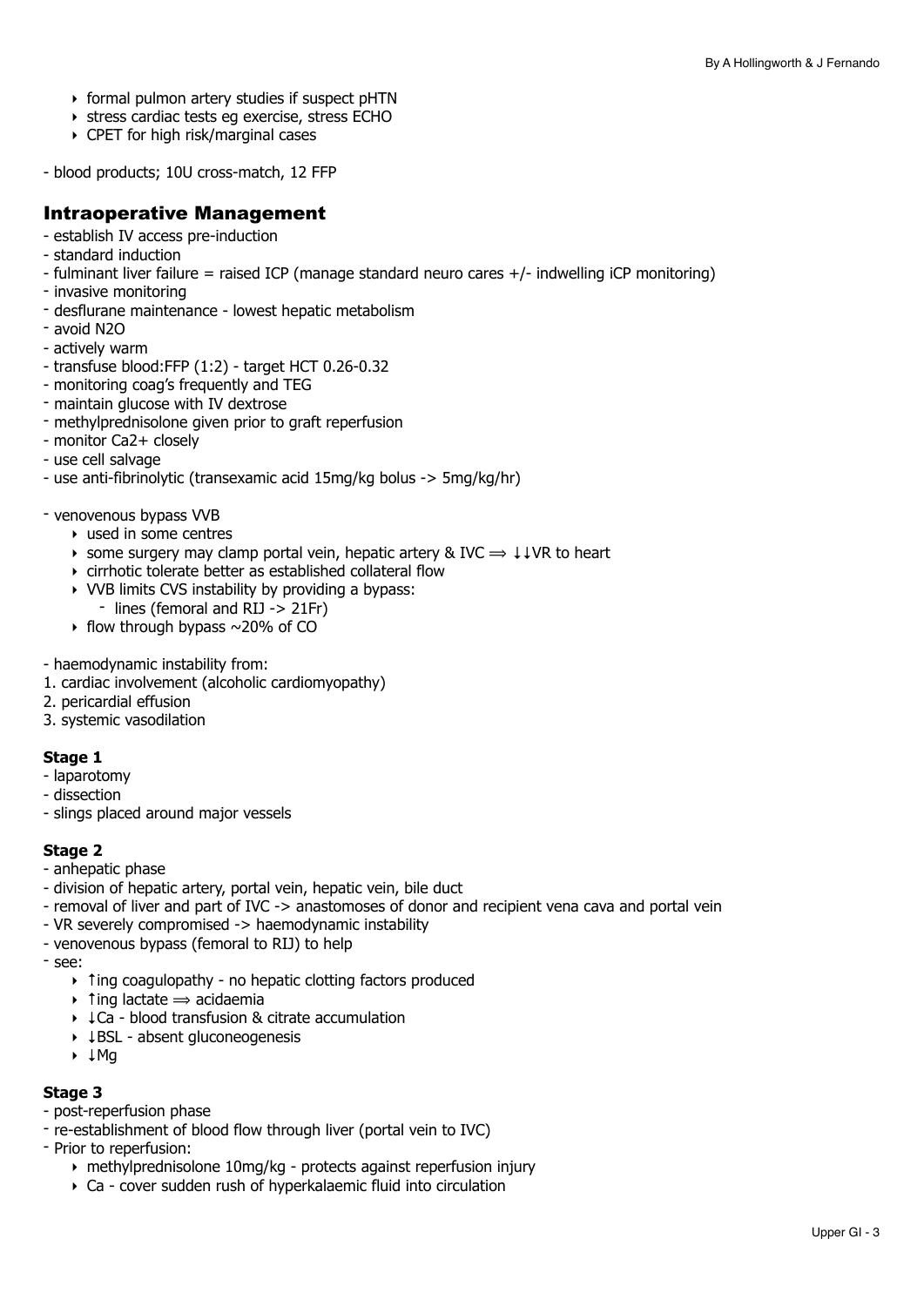- formal pulmon artery studies if suspect pHTN
- stress cardiac tests eg exercise, stress ECHO
- CPET for high risk/marginal cases

- blood products; 10U cross-match, 12 FFP

## Intraoperative Management

- establish IV access pre-induction
- standard induction
- fulminant liver failure = raised ICP (manage standard neuro cares +/- indwelling iCP monitoring)
- invasive monitoring
- desflurane maintenance - lowest hepatic metabolism
- avoid $N_2O$
- actively warm
- transfuse blood:FFP (1:2) - target HCT 0.26-0.32
- monitoring coag's frequently and TEG
- maintain glucose with IV dextrose
- methylprednisolone given prior to graft reperfusion
- monitor $Ca^{2+}$ closely
- use cell salvage
- use anti-fibrinolytic (transexamic acid 15mg/kg bolus -> 5mg/kg/hr)

- venovenous bypass VVB
  - used in some centres
  - some surgery may clamp portal vein, hepatic artery & IVC ⟹ ↓↓VR to heart
  - cirrhotic tolerate better as established collateral flow
  - VVB limits CVS instability by providing a bypass:
    - lines (femoral and RIJ -> 21Fr)
  - flow through bypass ~20% of CO

- haemodynamic instability from:
1. cardiac involvement (alcoholic cardiomyopathy)
2. pericardial effusion
3. systemic vasodilation

**Stage 1**

- laparotomy
- dissection
- slings placed around major vessels

**Stage 2**

- anhepatic phase
- division of hepatic artery, portal vein, hepatic vein, bile duct
- removal of liver and part of IVC -> anastomoses of donor and recipient vena cava and portal vein
- VR severely compromised -> haemodynamic instability
- venovenous bypass (femoral to RIJ) to help
- see:
  - ↑ing coagulopathy - no hepatic clotting factors produced
  - ↑ing lactate ⟹ acidaemia
  - ↓Ca - blood transfusion & citrate accumulation
  - ↓BSL - absent gluconeogenesis
  - ↓Mg

**Stage 3**

- post-reperfusion phase
- re-establishment of blood flow through liver (portal vein to IVC)
- Prior to reperfusion:
  - methylprednisolone 10mg/kg - protects against reperfusion injury
  - Ca - cover sudden rush of hyperkalaemic fluid into circulation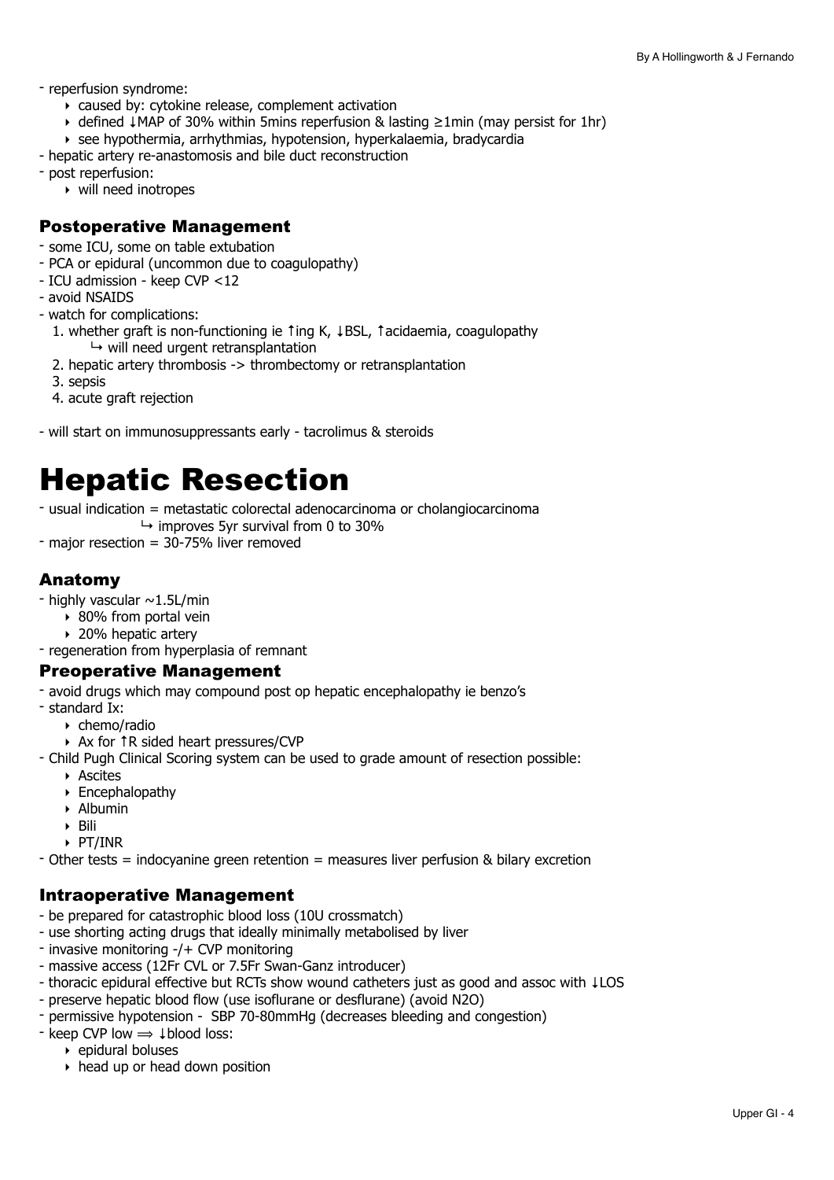- reperfusion syndrome:
    - caused by: cytokine release, complement activation
    - defined ↓MAP of 30% within 5mins reperfusion & lasting ≥1min (may persist for 1hr)
    - see hypothermia, arrhythmias, hypotension, hyperkalaemia, bradycardia
- hepatic artery re-anastomosis and bile duct reconstruction
- post reperfusion:
    - will need inotropes

### Postoperative Management

- some ICU, some on table extubation
- PCA or epidural (uncommon due to coagulopathy)
- ICU admission - keep CVP <12
- avoid NSAIDS
- watch for complications:
    1. whether graft is non-functioning ie ↑ing K, ↓BSL, ↑acidaemia, coagulopathy
        ↳ will need urgent retransplantation
    2. hepatic artery thrombosis -> thrombectomy or retransplantation
    3. sepsis
    4. acute graft rejection

- will start on immunosuppressants early - tacrolimus & steroids

# Hepatic Resection

- usual indication = metastatic colorectal adenocarcinoma or cholangiocarcinoma
    ↳ improves 5yr survival from 0 to 30%
- major resection = 30-75% liver removed

### Anatomy

- highly vascular ~1.5L/min
    - 80% from portal vein
    - 20% hepatic artery
- regeneration from hyperplasia of remnant

### Preoperative Management

- avoid drugs which may compound post op hepatic encephalopathy ie benzo's
- standard Ix:
    - chemo/radio
    - Ax for ↑R sided heart pressures/CVP
- Child Pugh Clinical Scoring system can be used to grade amount of resection possible:
    - Ascites
    - Encephalopathy
    - Albumin
    - Bili
    - PT/INR
- Other tests = indocyanine green retention = measures liver perfusion & bilary excretion

### Intraoperative Management

- be prepared for catastrophic blood loss (10U crossmatch)
- use shorting acting drugs that ideally minimally metabolised by liver
- invasive monitoring -/+ CVP monitoring
- massive access (12Fr CVL or 7.5Fr Swan-Ganz introducer)
- thoracic epidural effective but RCTs show wound catheters just as good and assoc with ↓LOS
- preserve hepatic blood flow (use isoflurane or desflurane) (avoid $N_2O$)
- permissive hypotension - SBP 70-80mmHg (decreases bleeding and congestion)
- keep CVP low ⟹ ↓blood loss:
    - epidural boluses
    - head up or head down position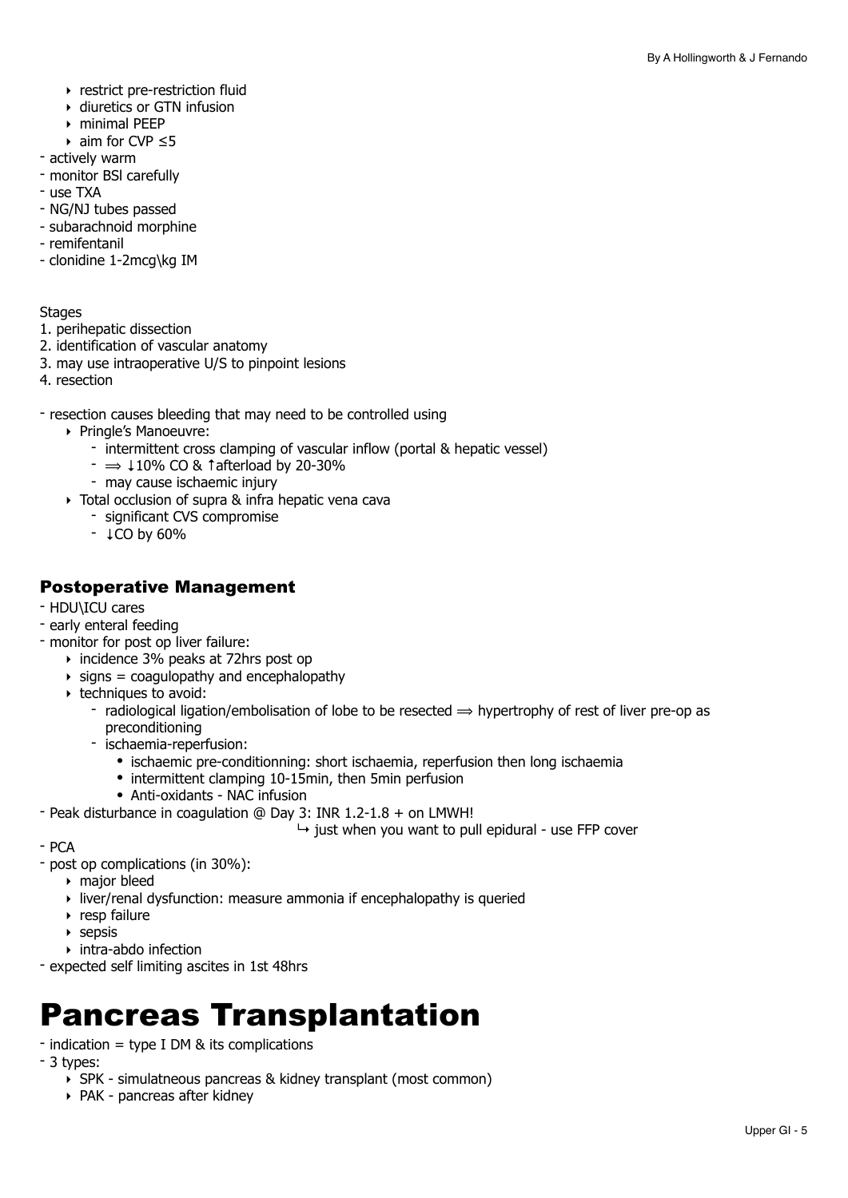- restrict pre-restriction fluid
- diuretics or GTN infusion
- minimal PEEP
- aim for CVP ≤5

- actively warm
- monitor BSl carefully
- use TXA
- NG/NJ tubes passed
- subarachnoid morphine
- remifentanil
- clonidine 1-2mcg\kg IM

Stages

1. perihepatic dissection
2. identification of vascular anatomy
3. may use intraoperative U/S to pinpoint lesions
4. resection

- resection causes bleeding that may need to be controlled using
  - Pringle's Manoeuvre:
    - intermittent cross clamping of vascular inflow (portal & hepatic vessel)
    - ⟹ ↓10% CO & ↑afterload by 20-30%
    - may cause ischaemic injury
  - Total occlusion of supra & infra hepatic vena cava
    - significant CVS compromise
    - ↓CO by 60%

## Postoperative Management

- HDU\ICU cares
- early enteral feeding
- monitor for post op liver failure:
  - incidence 3% peaks at 72hrs post op
  - signs = coagulopathy and encephalopathy
  - techniques to avoid:
    - radiological ligation/embolisation of lobe to be resected ⟹ hypertrophy of rest of liver pre-op as preconditioning
    - ischaemia-reperfusion:
      - ischaemic pre-conditionning: short ischaemia, reperfusion then long ischaemia
      - intermittent clamping 10-15min, then 5min perfusion
      - Anti-oxidants - NAC infusion
- Peak disturbance in coagulation @ Day 3: INR 1.2-1.8 + on LMWH!
  ↪ just when you want to pull epidural - use FFP cover
- PCA
- post op complications (in 30%):
  - major bleed
  - liver/renal dysfunction: measure ammonia if encephalopathy is queried
  - resp failure
  - sepsis
  - intra-abdo infection
- expected self limiting ascites in 1st 48hrs

# Pancreas Transplantation

- indication = type I DM & its complications
- 3 types:
  - SPK - simulatneous pancreas & kidney transplant (most common)
  - PAK - pancreas after kidney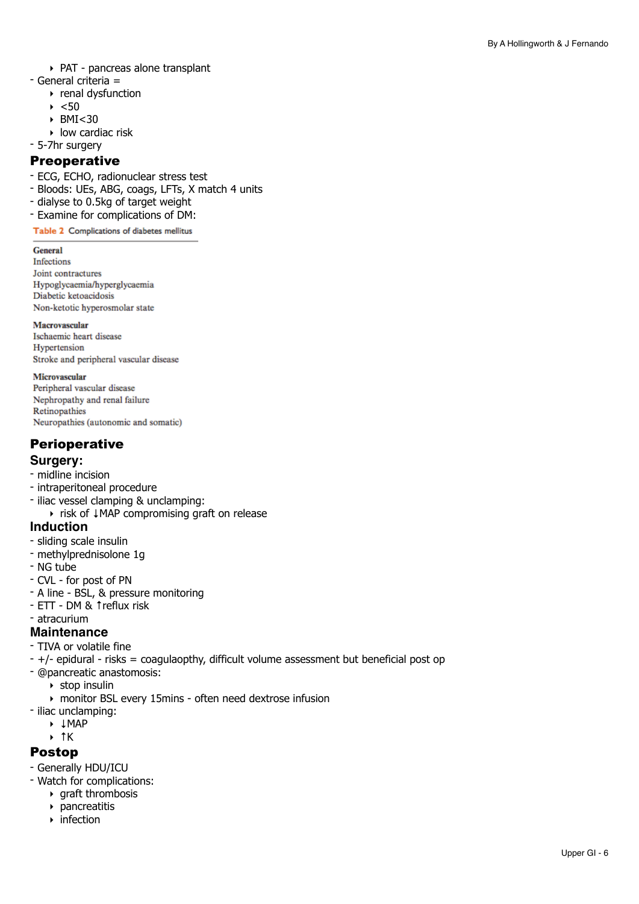- PAT - pancreas alone transplant
- General criteria =
  - renal dysfunction
  - <50
  - BMI<30
  - low cardiac risk
- 5-7hr surgery

## Preoperative

- ECG, ECHO, radionuclear stress test
- Bloods: UEs, ABG, coags, LFTs, X match 4 units
- dialyse to 0.5kg of target weight
- Examine for complications of DM:

**Table 2** Complications of diabetes mellitus

**General**
Infections
Joint contractures
Hypoglycaemia/hyperglycaemia
Diabetic ketoacidosis
Non-ketotic hyperosmolar state

**Macrovascular**
Ischaemic heart disease
Hypertension
Stroke and peripheral vascular disease

**Microvascular**
Peripheral vascular disease
Nephropathy and renal failure
Retinopathies
Neuropathies (autonomic and somatic)

## Perioperative

### Surgery:

- midline incision
- intraperitoneal procedure
- iliac vessel clamping & unclamping:
  - risk of ↓MAP compromising graft on release

### Induction

- sliding scale insulin
- methylprednisolone 1g
- NG tube
- CVL - for post of PN
- A line - BSL, & pressure monitoring
- ETT - DM & ↑reflux risk
- atracurium

### Maintenance

- TIVA or volatile fine
- +/- epidural - risks = coagulaopthy, difficult volume assessment but beneficial post op
- @pancreatic anastomosis:
  - stop insulin
  - monitor BSL every 15mins - often need dextrose infusion
- iliac unclamping:
  - ↓MAP
  - ↑K

## Postop

- Generally HDU/ICU
- Watch for complications:
  - graft thrombosis
  - pancreatitis
  - infection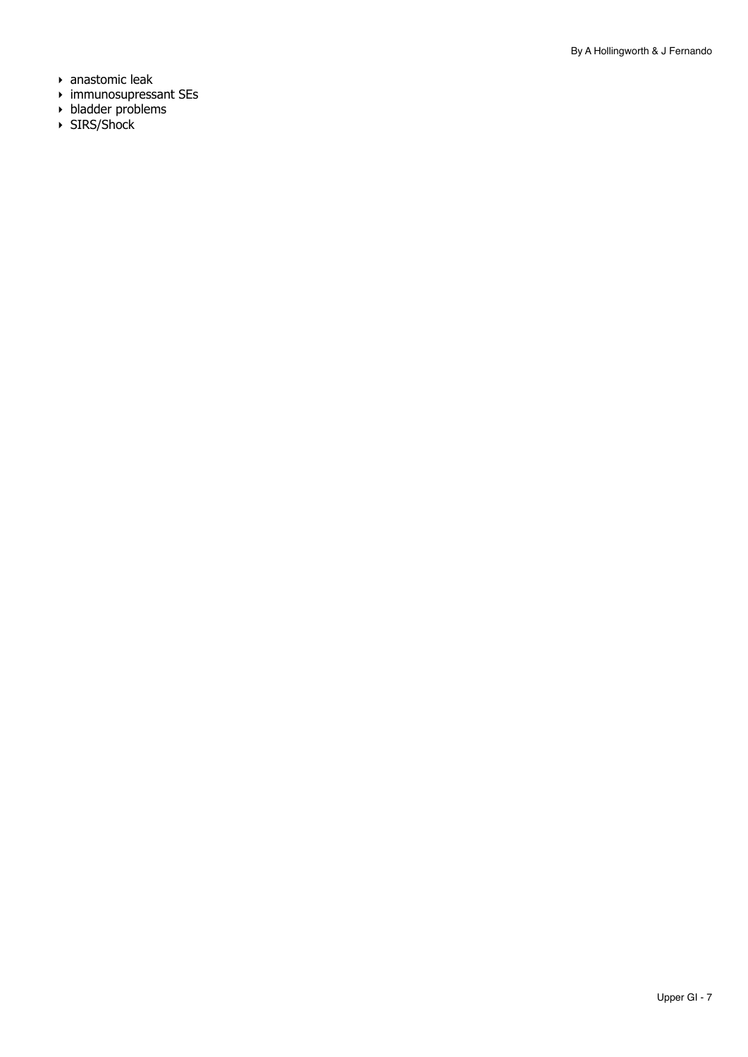- anastomic leak
- immunosupressant SEs
- bladder problems
- SIRS/Shock